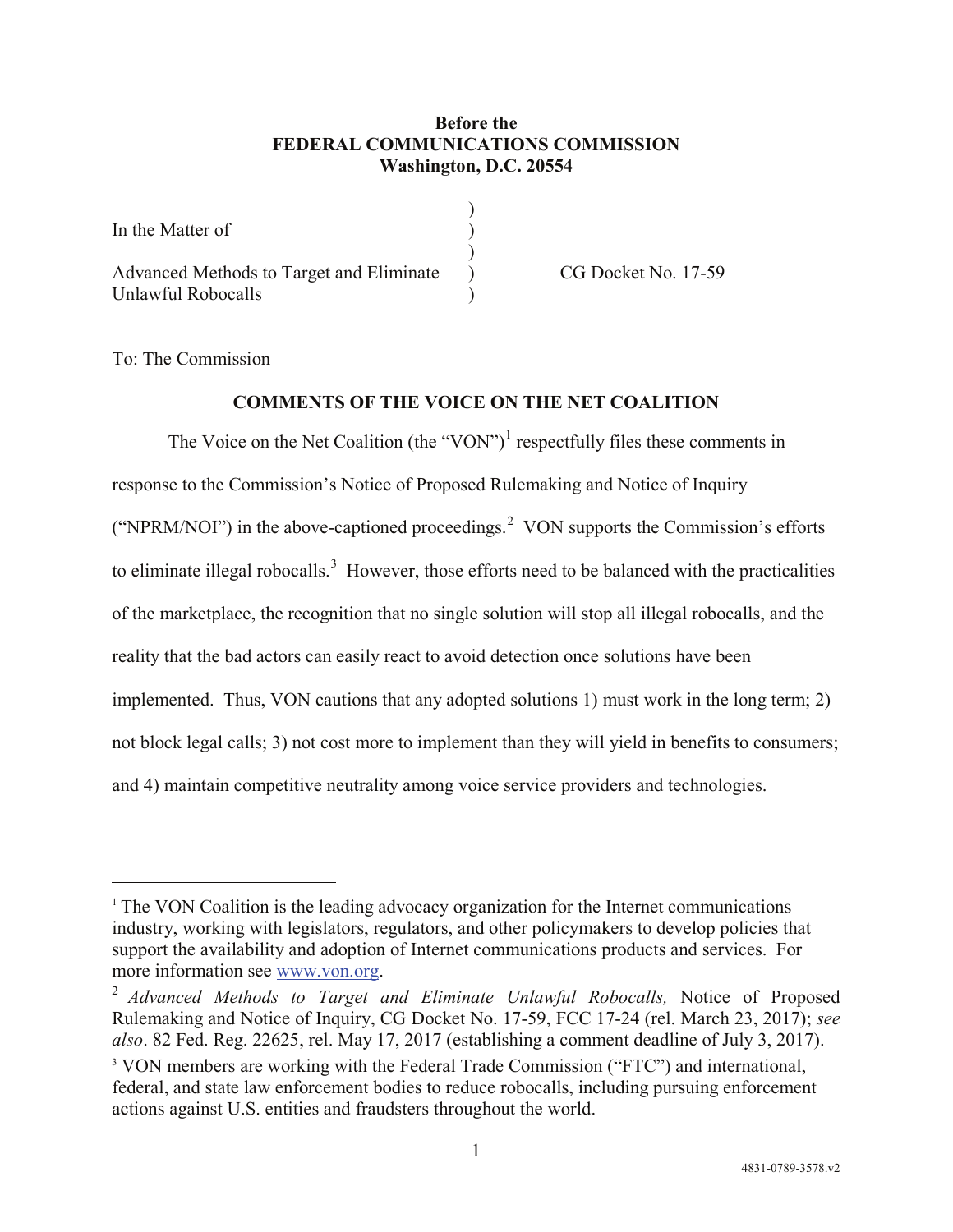**Before the**
**FEDERAL COMMUNICATIONS COMMISSION**
**Washington, D.C. 20554**

| | | |
|---|---|---|
| In the Matter of | ) | |
| | ) | |
| Advanced Methods to Target and Eliminate Unlawful Robocalls | ) | CG Docket No. 17-59 |

To: The Commission

**COMMENTS OF THE VOICE ON THE NET COALITION**

The Voice on the Net Coalition (the "VON")[1] respectfully files these comments in response to the Commission's Notice of Proposed Rulemaking and Notice of Inquiry ("NPRM/NOI") in the above-captioned proceedings.[2] VON supports the Commission's efforts to eliminate illegal robocalls.[3] However, those efforts need to be balanced with the practicalities of the marketplace, the recognition that no single solution will stop all illegal robocalls, and the reality that the bad actors can easily react to avoid detection once solutions have been implemented. Thus, VON cautions that any adopted solutions 1) must work in the long term; 2) not block legal calls; 3) not cost more to implement than they will yield in benefits to consumers; and 4) maintain competitive neutrality among voice service providers and technologies.

---

[1] The VON Coalition is the leading advocacy organization for the Internet communications industry, working with legislators, regulators, and other policymakers to develop policies that support the availability and adoption of Internet communications products and services. For more information see www.von.org.

[2] *Advanced Methods to Target and Eliminate Unlawful Robocalls,* Notice of Proposed Rulemaking and Notice of Inquiry, CG Docket No. 17-59, FCC 17-24 (rel. March 23, 2017); *see also*. 82 Fed. Reg. 22625, rel. May 17, 2017 (establishing a comment deadline of July 3, 2017).

[3] VON members are working with the Federal Trade Commission ("FTC") and international, federal, and state law enforcement bodies to reduce robocalls, including pursuing enforcement actions against U.S. entities and fraudsters throughout the world.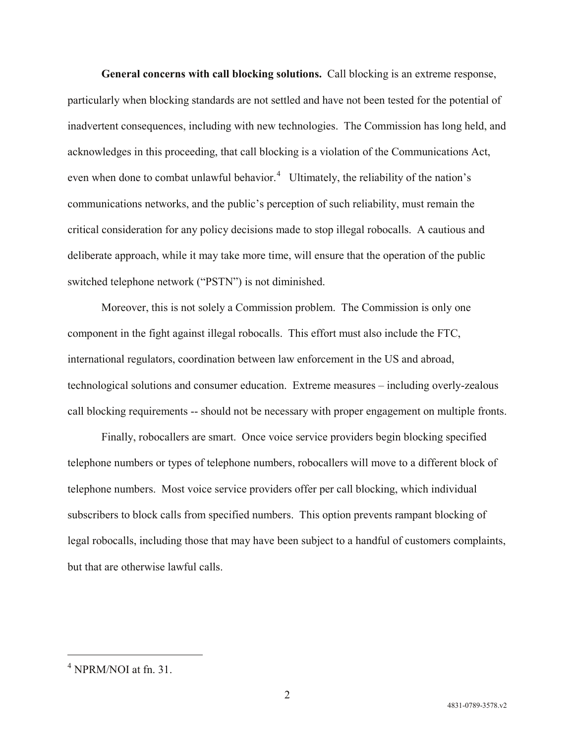**General concerns with call blocking solutions.** Call blocking is an extreme response, particularly when blocking standards are not settled and have not been tested for the potential of inadvertent consequences, including with new technologies. The Commission has long held, and acknowledges in this proceeding, that call blocking is a violation of the Communications Act, even when done to combat unlawful behavior.[4] Ultimately, the reliability of the nation's communications networks, and the public's perception of such reliability, must remain the critical consideration for any policy decisions made to stop illegal robocalls. A cautious and deliberate approach, while it may take more time, will ensure that the operation of the public switched telephone network ("PSTN") is not diminished.

Moreover, this is not solely a Commission problem. The Commission is only one component in the fight against illegal robocalls. This effort must also include the FTC, international regulators, coordination between law enforcement in the US and abroad, technological solutions and consumer education. Extreme measures – including overly-zealous call blocking requirements -- should not be necessary with proper engagement on multiple fronts.

Finally, robocallers are smart. Once voice service providers begin blocking specified telephone numbers or types of telephone numbers, robocallers will move to a different block of telephone numbers. Most voice service providers offer per call blocking, which individual subscribers to block calls from specified numbers. This option prevents rampant blocking of legal robocalls, including those that may have been subject to a handful of customers complaints, but that are otherwise lawful calls.

---

[4] NPRM/NOI at fn. 31.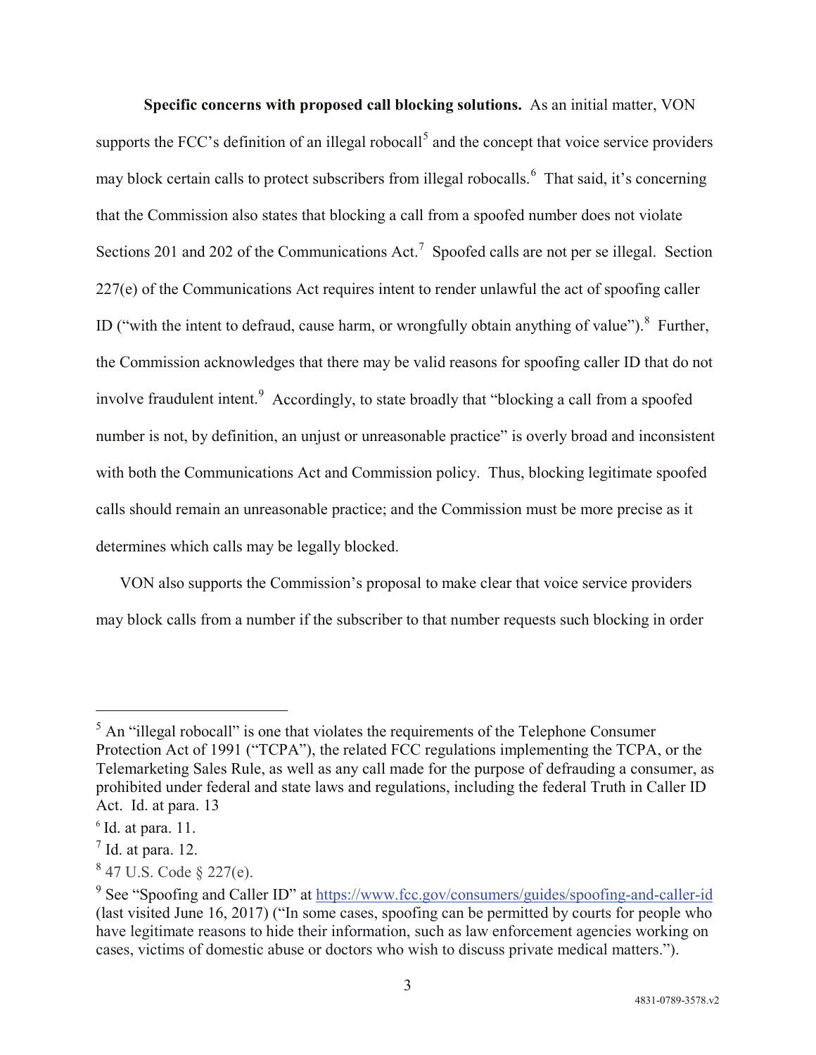**Specific concerns with proposed call blocking solutions.** As an initial matter, VON supports the FCC's definition of an illegal robocall[5] and the concept that voice service providers may block certain calls to protect subscribers from illegal robocalls.[6] That said, it's concerning that the Commission also states that blocking a call from a spoofed number does not violate Sections 201 and 202 of the Communications Act.[7] Spoofed calls are not per se illegal. Section 227(e) of the Communications Act requires intent to render unlawful the act of spoofing caller ID ("with the intent to defraud, cause harm, or wrongfully obtain anything of value").[8] Further, the Commission acknowledges that there may be valid reasons for spoofing caller ID that do not involve fraudulent intent.[9] Accordingly, to state broadly that "blocking a call from a spoofed number is not, by definition, an unjust or unreasonable practice" is overly broad and inconsistent with both the Communications Act and Commission policy. Thus, blocking legitimate spoofed calls should remain an unreasonable practice; and the Commission must be more precise as it determines which calls may be legally blocked.

VON also supports the Commission's proposal to make clear that voice service providers may block calls from a number if the subscriber to that number requests such blocking in order

---

[5] An "illegal robocall" is one that violates the requirements of the Telephone Consumer Protection Act of 1991 ("TCPA"), the related FCC regulations implementing the TCPA, or the Telemarketing Sales Rule, as well as any call made for the purpose of defrauding a consumer, as prohibited under federal and state laws and regulations, including the federal Truth in Caller ID Act. Id. at para. 13

[6] Id. at para. 11.

[7] Id. at para. 12.

[8] 47 U.S. Code § 227(e).

[9] See "Spoofing and Caller ID" at https://www.fcc.gov/consumers/guides/spoofing-and-caller-id (last visited June 16, 2017) ("In some cases, spoofing can be permitted by courts for people who have legitimate reasons to hide their information, such as law enforcement agencies working on cases, victims of domestic abuse or doctors who wish to discuss private medical matters.").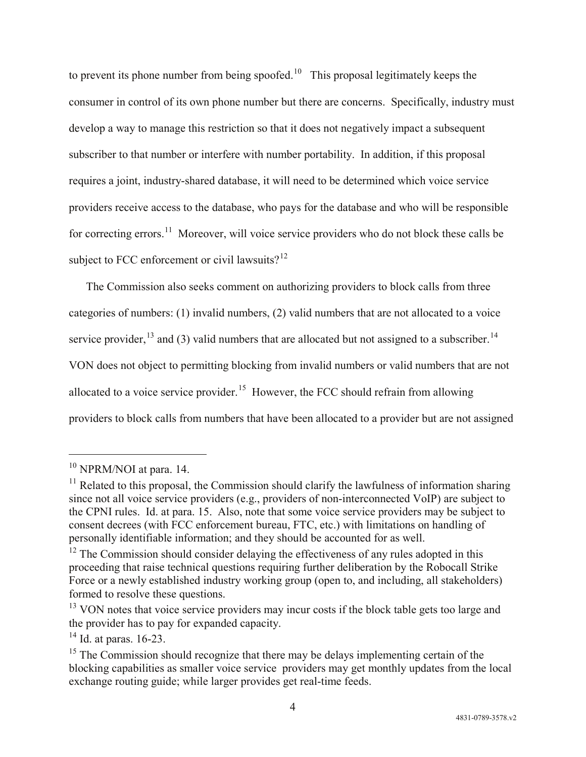to prevent its phone number from being spoofed.[10] This proposal legitimately keeps the consumer in control of its own phone number but there are concerns. Specifically, industry must develop a way to manage this restriction so that it does not negatively impact a subsequent subscriber to that number or interfere with number portability. In addition, if this proposal requires a joint, industry-shared database, it will need to be determined which voice service providers receive access to the database, who pays for the database and who will be responsible for correcting errors.[11] Moreover, will voice service providers who do not block these calls be subject to FCC enforcement or civil lawsuits?[12]

The Commission also seeks comment on authorizing providers to block calls from three categories of numbers: (1) invalid numbers, (2) valid numbers that are not allocated to a voice service provider,[13] and (3) valid numbers that are allocated but not assigned to a subscriber.[14] VON does not object to permitting blocking from invalid numbers or valid numbers that are not allocated to a voice service provider.[15] However, the FCC should refrain from allowing providers to block calls from numbers that have been allocated to a provider but are not assigned

---

[10] NPRM/NOI at para. 14.

[11] Related to this proposal, the Commission should clarify the lawfulness of information sharing since not all voice service providers (e.g., providers of non-interconnected VoIP) are subject to the CPNI rules. Id. at para. 15. Also, note that some voice service providers may be subject to consent decrees (with FCC enforcement bureau, FTC, etc.) with limitations on handling of personally identifiable information; and they should be accounted for as well.

[12] The Commission should consider delaying the effectiveness of any rules adopted in this proceeding that raise technical questions requiring further deliberation by the Robocall Strike Force or a newly established industry working group (open to, and including, all stakeholders) formed to resolve these questions.

[13] VON notes that voice service providers may incur costs if the block table gets too large and the provider has to pay for expanded capacity.

[14] Id. at paras. 16-23.

[15] The Commission should recognize that there may be delays implementing certain of the blocking capabilities as smaller voice service providers may get monthly updates from the local exchange routing guide; while larger provides get real-time feeds.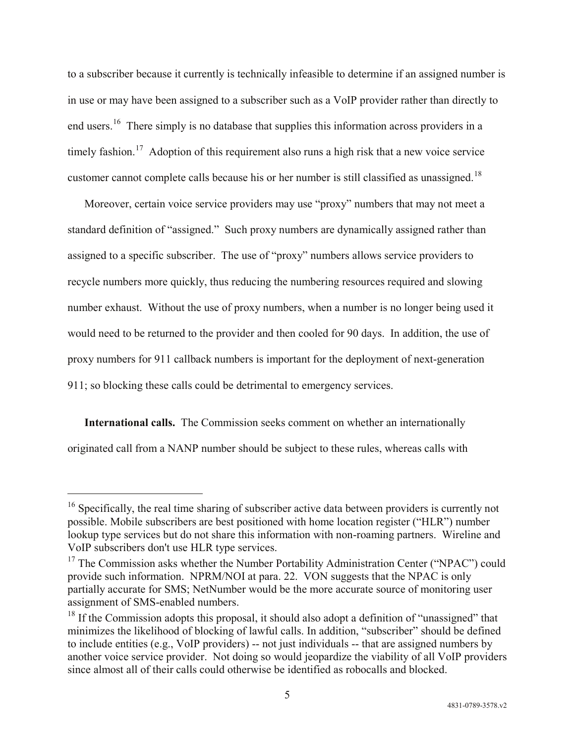to a subscriber because it currently is technically infeasible to determine if an assigned number is in use or may have been assigned to a subscriber such as a VoIP provider rather than directly to end users.[16] There simply is no database that supplies this information across providers in a timely fashion.[17] Adoption of this requirement also runs a high risk that a new voice service customer cannot complete calls because his or her number is still classified as unassigned.[18]

Moreover, certain voice service providers may use "proxy" numbers that may not meet a standard definition of "assigned." Such proxy numbers are dynamically assigned rather than assigned to a specific subscriber. The use of "proxy" numbers allows service providers to recycle numbers more quickly, thus reducing the numbering resources required and slowing number exhaust. Without the use of proxy numbers, when a number is no longer being used it would need to be returned to the provider and then cooled for 90 days. In addition, the use of proxy numbers for 911 callback numbers is important for the deployment of next-generation 911; so blocking these calls could be detrimental to emergency services.

**International calls.** The Commission seeks comment on whether an internationally originated call from a NANP number should be subject to these rules, whereas calls with

---

[16] Specifically, the real time sharing of subscriber active data between providers is currently not possible. Mobile subscribers are best positioned with home location register ("HLR") number lookup type services but do not share this information with non-roaming partners. Wireline and VoIP subscribers don't use HLR type services.

[17] The Commission asks whether the Number Portability Administration Center ("NPAC") could provide such information. NPRM/NOI at para. 22. VON suggests that the NPAC is only partially accurate for SMS; NetNumber would be the more accurate source of monitoring user assignment of SMS-enabled numbers.

[18] If the Commission adopts this proposal, it should also adopt a definition of "unassigned" that minimizes the likelihood of blocking of lawful calls. In addition, "subscriber" should be defined to include entities (e.g., VoIP providers) -- not just individuals -- that are assigned numbers by another voice service provider. Not doing so would jeopardize the viability of all VoIP providers since almost all of their calls could otherwise be identified as robocalls and blocked.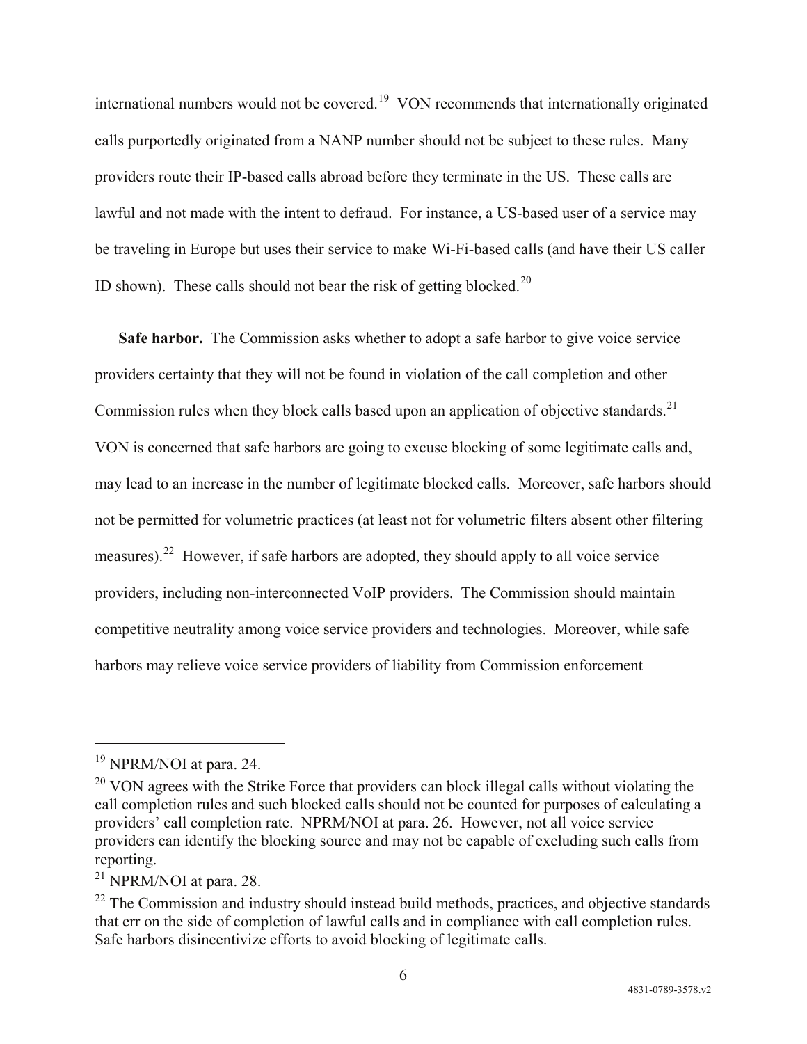international numbers would not be covered.[19] VON recommends that internationally originated calls purportedly originated from a NANP number should not be subject to these rules. Many providers route their IP-based calls abroad before they terminate in the US. These calls are lawful and not made with the intent to defraud. For instance, a US-based user of a service may be traveling in Europe but uses their service to make Wi-Fi-based calls (and have their US caller ID shown). These calls should not bear the risk of getting blocked.[20]

**Safe harbor.** The Commission asks whether to adopt a safe harbor to give voice service providers certainty that they will not be found in violation of the call completion and other Commission rules when they block calls based upon an application of objective standards.[21] VON is concerned that safe harbors are going to excuse blocking of some legitimate calls and, may lead to an increase in the number of legitimate blocked calls. Moreover, safe harbors should not be permitted for volumetric practices (at least not for volumetric filters absent other filtering measures).[22] However, if safe harbors are adopted, they should apply to all voice service providers, including non-interconnected VoIP providers. The Commission should maintain competitive neutrality among voice service providers and technologies. Moreover, while safe harbors may relieve voice service providers of liability from Commission enforcement

---

[19] NPRM/NOI at para. 24.

[20] VON agrees with the Strike Force that providers can block illegal calls without violating the call completion rules and such blocked calls should not be counted for purposes of calculating a providers' call completion rate. NPRM/NOI at para. 26. However, not all voice service providers can identify the blocking source and may not be capable of excluding such calls from reporting.

[21] NPRM/NOI at para. 28.

[22] The Commission and industry should instead build methods, practices, and objective standards that err on the side of completion of lawful calls and in compliance with call completion rules. Safe harbors disincentivize efforts to avoid blocking of legitimate calls.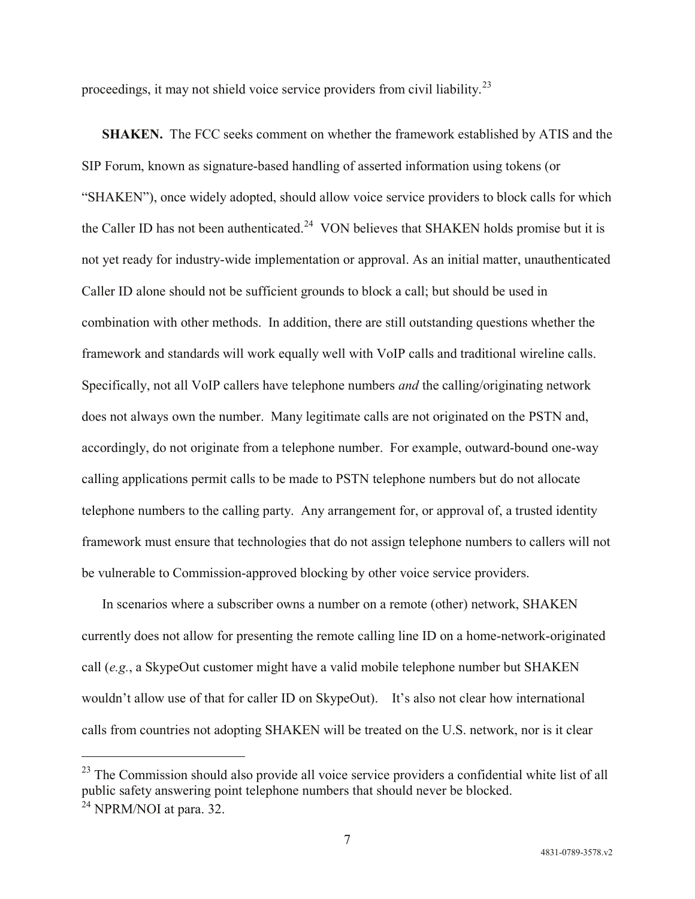proceedings, it may not shield voice service providers from civil liability.[23]

**SHAKEN.** The FCC seeks comment on whether the framework established by ATIS and the SIP Forum, known as signature-based handling of asserted information using tokens (or "SHAKEN"), once widely adopted, should allow voice service providers to block calls for which the Caller ID has not been authenticated.[24] VON believes that SHAKEN holds promise but it is not yet ready for industry-wide implementation or approval. As an initial matter, unauthenticated Caller ID alone should not be sufficient grounds to block a call; but should be used in combination with other methods. In addition, there are still outstanding questions whether the framework and standards will work equally well with VoIP calls and traditional wireline calls. Specifically, not all VoIP callers have telephone numbers *and* the calling/originating network does not always own the number. Many legitimate calls are not originated on the PSTN and, accordingly, do not originate from a telephone number. For example, outward-bound one-way calling applications permit calls to be made to PSTN telephone numbers but do not allocate telephone numbers to the calling party. Any arrangement for, or approval of, a trusted identity framework must ensure that technologies that do not assign telephone numbers to callers will not be vulnerable to Commission-approved blocking by other voice service providers.

In scenarios where a subscriber owns a number on a remote (other) network, SHAKEN currently does not allow for presenting the remote calling line ID on a home-network-originated call (*e.g.*, a SkypeOut customer might have a valid mobile telephone number but SHAKEN wouldn't allow use of that for caller ID on SkypeOut). It's also not clear how international calls from countries not adopting SHAKEN will be treated on the U.S. network, nor is it clear

---

[23] The Commission should also provide all voice service providers a confidential white list of all public safety answering point telephone numbers that should never be blocked.

[24] NPRM/NOI at para. 32.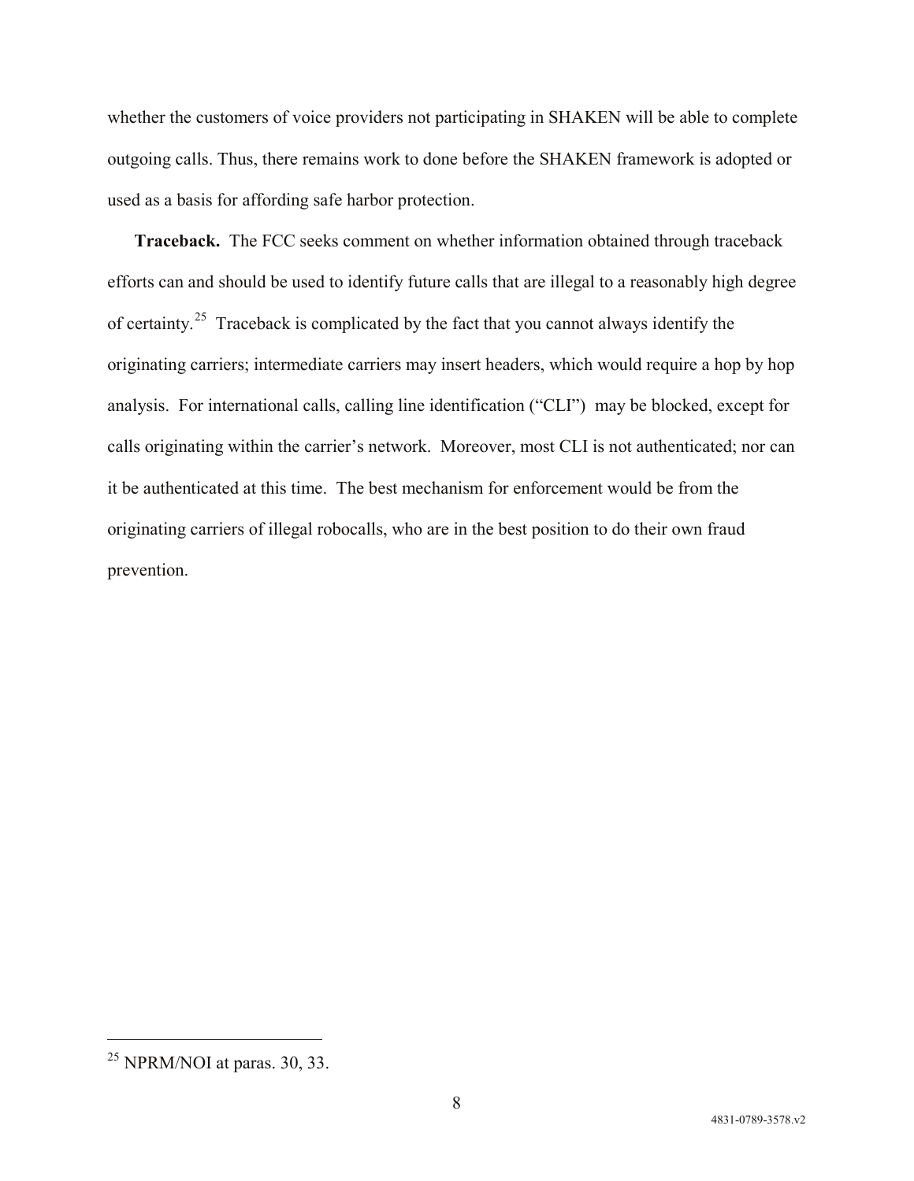whether the customers of voice providers not participating in SHAKEN will be able to complete outgoing calls. Thus, there remains work to done before the SHAKEN framework is adopted or used as a basis for affording safe harbor protection.

**Traceback.** The FCC seeks comment on whether information obtained through traceback efforts can and should be used to identify future calls that are illegal to a reasonably high degree of certainty.[25] Traceback is complicated by the fact that you cannot always identify the originating carriers; intermediate carriers may insert headers, which would require a hop by hop analysis. For international calls, calling line identification ("CLI") may be blocked, except for calls originating within the carrier's network. Moreover, most CLI is not authenticated; nor can it be authenticated at this time. The best mechanism for enforcement would be from the originating carriers of illegal robocalls, who are in the best position to do their own fraud prevention.

---

[25] NPRM/NOI at paras. 30, 33.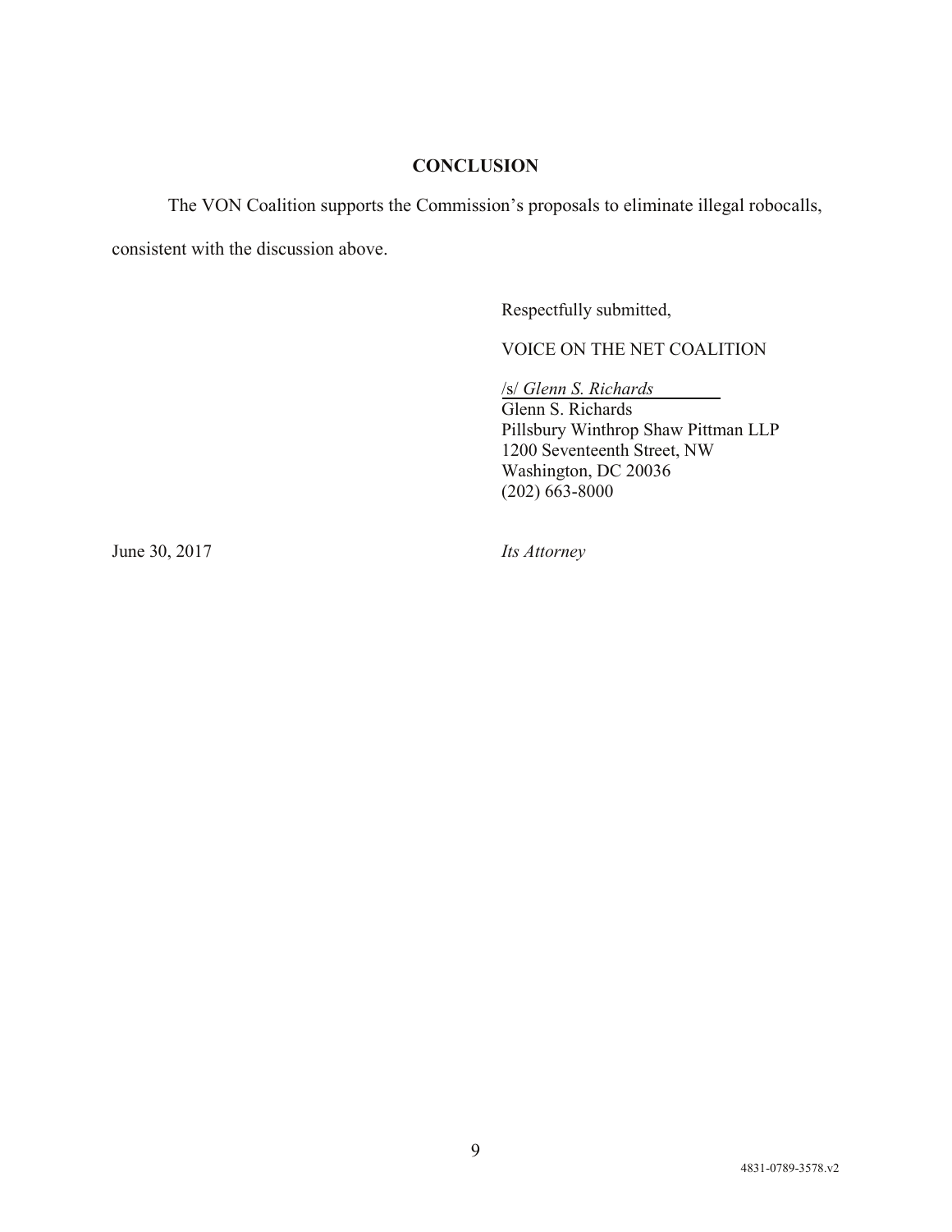## CONCLUSION

The VON Coalition supports the Commission's proposals to eliminate illegal robocalls, consistent with the discussion above.

Respectfully submitted,

VOICE ON THE NET COALITION

/s/ *Glenn S. Richards*
Glenn S. Richards
Pillsbury Winthrop Shaw Pittman LLP
1200 Seventeenth Street, NW
Washington, DC 20036
(202) 663-8000

June 30, 2017

*Its Attorney*

4831-0789-3578.v2